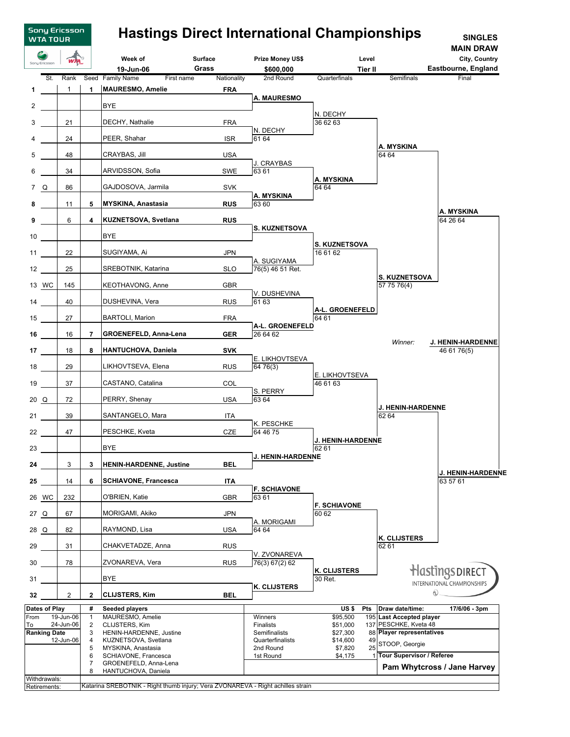# Hastings Direct International Championships

**SINGLES MAIN DRAW**

Sony Ericsson WTA TOUR

| Week of | Surface | Prize Money US$ | Level | City, Country |
|---|---|---|---|---|
| 19-Jun-06 | Grass | $600,000 | Tier II | Eastbourne, England |

| # | St. | Rank | Seed | Family Name | First name | Nationality |
|---|---|---|---|---|---|---|
| 1 | | 1 | 1 | **MAURESMO, Amelie** | | **FRA** |
| 2 | | | | BYE | | |
| 3 | | 21 | | DECHY, Nathalie | | FRA |
| 4 | | 24 | | PEER, Shahar | | ISR |
| 5 | | 48 | | CRAYBAS, Jill | | USA |
| 6 | | 34 | | ARVIDSSON, Sofia | | SWE |
| 7 | Q | 86 | | GAJDOSOVA, Jarmila | | SVK |
| 8 | | 11 | 5 | **MYSKINA, Anastasia** | | **RUS** |
| 9 | | 6 | 4 | **KUZNETSOVA, Svetlana** | | **RUS** |
| 10 | | | | BYE | | |
| 11 | | 22 | | SUGIYAMA, Ai | | JPN |
| 12 | | 25 | | SREBOTNIK, Katarina | | SLO |
| 13 | WC | 145 | | KEOTHAVONG, Anne | | GBR |
| 14 | | 40 | | DUSHEVINA, Vera | | RUS |
| 15 | | 27 | | BARTOLI, Marion | | FRA |
| 16 | | 16 | 7 | **GROENEFELD, Anna-Lena** | | **GER** |
| 17 | | 18 | 8 | **HANTUCHOVA, Daniela** | | **SVK** |
| 18 | | 29 | | LIKHOVTSEVA, Elena | | RUS |
| 19 | | 37 | | CASTANO, Catalina | | COL |
| 20 | Q | 72 | | PERRY, Shenay | | USA |
| 21 | | 39 | | SANTANGELO, Mara | | ITA |
| 22 | | 47 | | PESCHKE, Kveta | | CZE |
| 23 | | | | BYE | | |
| 24 | | 3 | 3 | **HENIN-HARDENNE, Justine** | | **BEL** |
| 25 | | 14 | 6 | **SCHIAVONE, Francesca** | | **ITA** |
| 26 | WC | 232 | | O'BRIEN, Katie | | GBR |
| 27 | Q | 67 | | MORIGAMI, Akiko | | JPN |
| 28 | Q | 82 | | RAYMOND, Lisa | | USA |
| 29 | | 31 | | CHAKVETADZE, Anna | | RUS |
| 30 | | 78 | | ZVONAREVA, Vera | | RUS |
| 31 | | | | BYE | | |
| 32 | | 2 | 2 | **CLIJSTERS, Kim** | | **BEL** |

## 2nd Round

- **A. MAURESMO**
- N. DECHY 61 64
- J. CRAYBAS 63 61
- **A. MYSKINA** 63 60
- **S. KUZNETSOVA**
- A. SUGIYAMA 76(5) 46 51 Ret.
- V. DUSHEVINA 61 63
- **A-L. GROENEFELD** 26 64 62
- E. LIKHOVTSEVA 64 76(3)
- S. PERRY 63 64
- K. PESCHKE 64 46 75
- **J. HENIN-HARDENNE**
- **F. SCHIAVONE** 63 61
- A. MORIGAMI 64 64
- V. ZVONAREVA 76(3) 67(2) 62
- **K. CLIJSTERS**

## Quarterfinals

- N. DECHY 36 62 63
- **A. MYSKINA** 64 64
- **S. KUZNETSOVA** 16 61 62
- **A-L. GROENEFELD** 64 61
- E. LIKHOVTSEVA 46 61 63
- **J. HENIN-HARDENNE** 62 61
- **F. SCHIAVONE** 60 62
- **K. CLIJSTERS** 30 Ret.

## Semifinals

- **A. MYSKINA** 64 64
- **S. KUZNETSOVA** 57 75 76(4)
- **J. HENIN-HARDENNE** 62 64
- **K. CLIJSTERS** 62 61

## Final

- **A. MYSKINA** 64 26 64
- **J. HENIN-HARDENNE** 63 57 61

*Winner:* **J. HENIN-HARDENNE** 46 61 76(5)

| Dates of Play | | # | Seeded players | Prize | US $ | Pts | |
|---|---|---|---|---|---|---|---|
| From | 19-Jun-06 | 1 | MAURESMO, Amelie | Winners | $95,500 | 195 | **Draw date/time:** 17/06/06 - 3pm |
| To | 24-Jun-06 | 2 | CLIJSTERS, Kim | Finalists | $51,000 | 137 | **Last Accepted player** PESCHKE, Kveta 48 |
| **Ranking Date** | | 3 | HENIN-HARDENNE, Justine | Semifinalists | $27,300 | 88 | **Player representatives** |
| | 12-Jun-06 | 4 | KUZNETSOVA, Svetlana | Quarterfinalists | $14,600 | 49 | STOOP, Georgie |
| | | 5 | MYSKINA, Anastasia | 2nd Round | $7,820 | 25 | |
| | | 6 | SCHIAVONE, Francesca | 1st Round | $4,175 | 1 | **Tour Supervisor / Referee** |
| | | 7 | GROENEFELD, Anna-Lena | | | | **Pam Whytcross / Jane Harvey** |
| | | 8 | HANTUCHOVA, Daniela | | | | |

Withdrawals:

Retirements: Katarina SREBOTNIK - Right thumb injury; Vera ZVONAREVA - Right achilles strain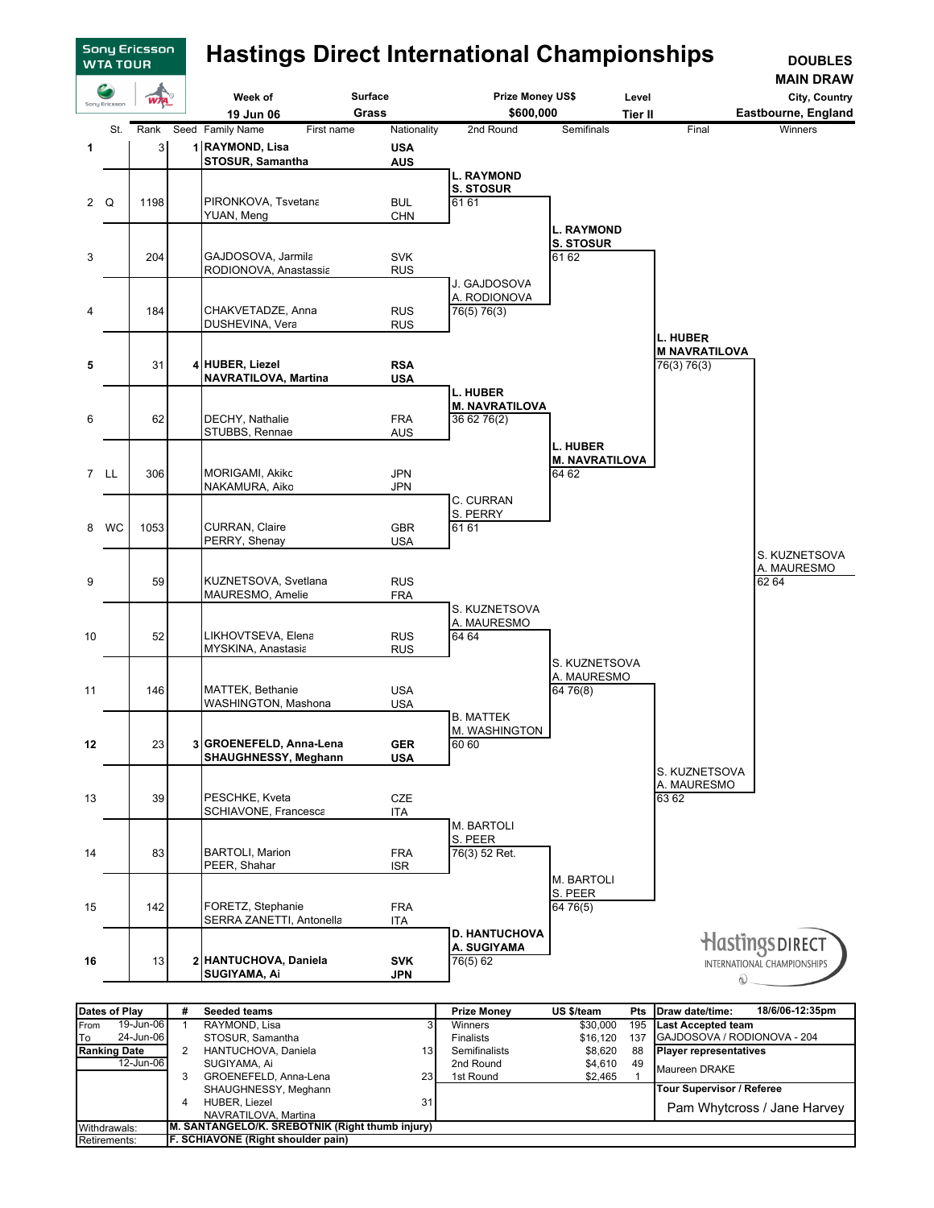# Hastings Direct International Championships

**DOUBLES MAIN DRAW**

| Week of | Surface | Prize Money US$ | Level | City, Country |
|---|---|---|---|---|
| 19 Jun 06 | Grass | $600,000 | Tier II | Eastbourne, England |

| St. | | Rank | Seed | Family Name, First name | Nationality |
|---|---|---|---|---|---|
| 1 | | 3 | 1 | **RAYMOND, Lisa** / **STOSUR, Samantha** | **USA** / **AUS** |
| 2 | Q | 1198 | | PIRONKOVA, Tsvetana / YUAN, Meng | BUL / CHN |
| 3 | | 204 | | GAJDOSOVA, Jarmila / RODIONOVA, Anastasia | SVK / RUS |
| 4 | | 184 | | CHAKVETADZE, Anna / DUSHEVINA, Vera | RUS / RUS |
| 5 | | 31 | 4 | **HUBER, Liezel** / **NAVRATILOVA, Martina** | **RSA** / **USA** |
| 6 | | 62 | | DECHY, Nathalie / STUBBS, Rennae | FRA / AUS |
| 7 | LL | 306 | | MORIGAMI, Akiko / NAKAMURA, Aiko | JPN / JPN |
| 8 | WC | 1053 | | CURRAN, Claire / PERRY, Shenay | GBR / USA |
| 9 | | 59 | | KUZNETSOVA, Svetlana / MAURESMO, Amelie | RUS / FRA |
| 10 | | 52 | | LIKHOVTSEVA, Elena / MYSKINA, Anastasia | RUS / RUS |
| 11 | | 146 | | MATTEK, Bethanie / WASHINGTON, Mashona | USA / USA |
| 12 | | 23 | 3 | **GROENEFELD, Anna-Lena** / **SHAUGHNESSY, Meghann** | **GER** / **USA** |
| 13 | | 39 | | PESCHKE, Kveta / SCHIAVONE, Francesca | CZE / ITA |
| 14 | | 83 | | BARTOLI, Marion / PEER, Shahar | FRA / ISR |
| 15 | | 142 | | FORETZ, Stephanie / SERRA ZANETTI, Antonella | FRA / ITA |
| 16 | | 13 | 2 | **HANTUCHOVA, Daniela** / **SUGIYAMA, Ai** | **SVK** / **JPN** |

## 2nd Round
- **L. RAYMOND / S. STOSUR** 61 61
- J. GAJDOSOVA / A. RODIONOVA 76(5) 76(3)
- **L. HUBER / M. NAVRATILOVA** 36 62 76(2)
- C. CURRAN / S. PERRY 61 61
- S. KUZNETSOVA / A. MAURESMO 64 64
- B. MATTEK / M. WASHINGTON 60 60
- M. BARTOLI / S. PEER 76(3) 52 Ret.
- **D. HANTUCHOVA / A. SUGIYAMA** 76(5) 62

## Semifinals
- **L. RAYMOND / S. STOSUR** 61 62
- **L. HUBER / M. NAVRATILOVA** 64 62
- S. KUZNETSOVA / A. MAURESMO 64 76(8)
- M. BARTOLI / S. PEER 64 76(5)

## Final
- **L. HUBER / M NAVRATILOVA** 76(3) 76(3)
- S. KUZNETSOVA / A. MAURESMO 63 62

## Winners
- S. KUZNETSOVA / A. MAURESMO 62 64

| Dates of Play | | # | Seeded teams | | Prize Money | US $/team | Pts |
|---|---|---|---|---|---|---|---|
| From | 19-Jun-06 | 1 | RAYMOND, Lisa / STOSUR, Samantha | 3 | Winners | $30,000 | 195 |
| To | 24-Jun-06 | 2 | HANTUCHOVA, Daniela / SUGIYAMA, Ai | 13 | Finalists | $16,120 | 137 |
| Ranking Date | 12-Jun-06 | 3 | GROENEFELD, Anna-Lena / SHAUGHNESSY, Meghann | 23 | Semifinalists | $8,620 | 88 |
| | | 4 | HUBER, Liezel / NAVRATILOVA, Martina | 31 | 2nd Round | $4,610 | 49 |
| | | | | | 1st Round | $2,465 | 1 |

**Draw date/time:** 18/6/06-12:35pm

**Last Accepted team:** GAJDOSOVA / RODIONOVA - 204

**Player representatives:** Maureen DRAKE

**Tour Supervisor / Referee:** Pam Whytcross / Jane Harvey

Withdrawals: **M. SANTANGELO/K. SREBOTNIK (Right thumb injury)**

Retirements: **F. SCHIAVONE (Right shoulder pain)**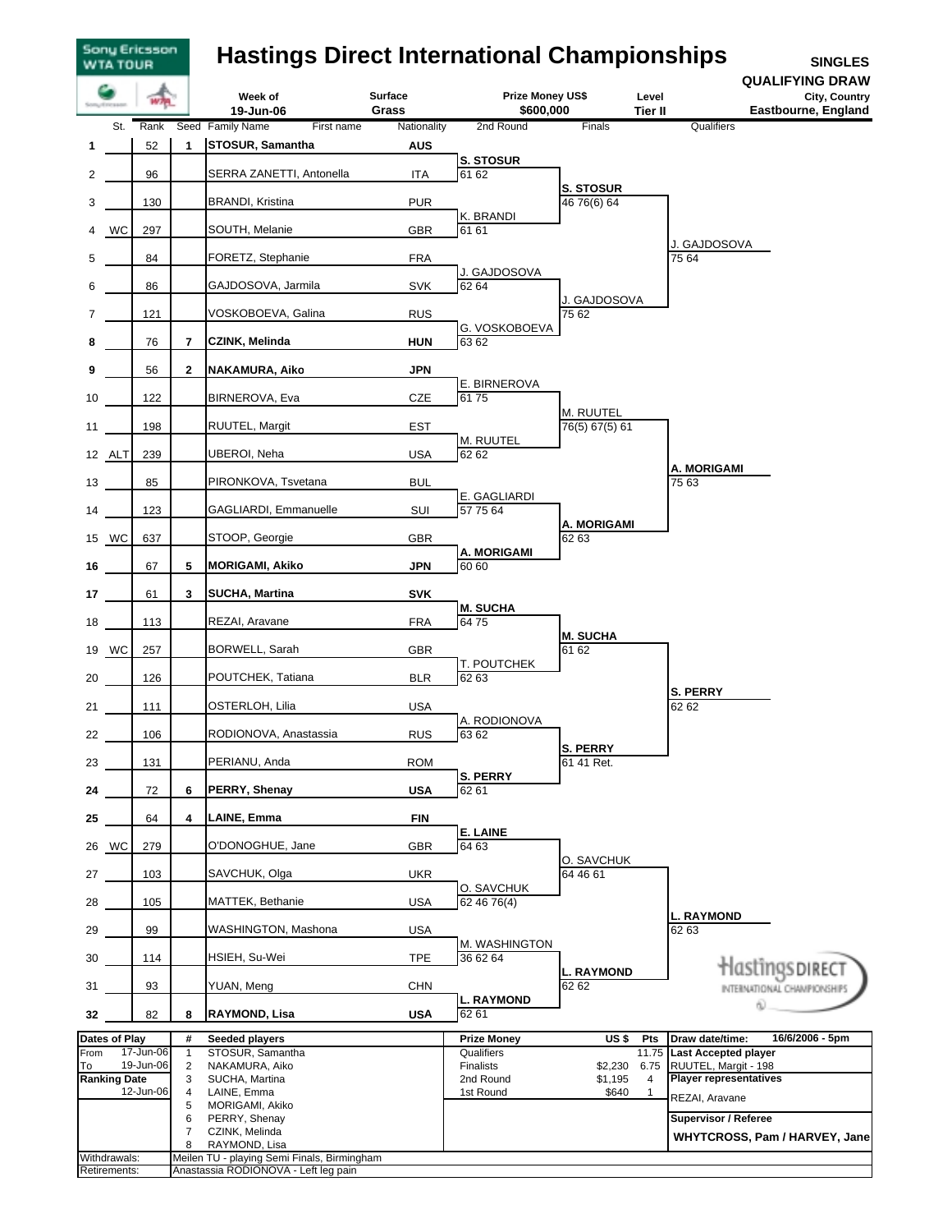# Hastings Direct International Championships

**SINGLES QUALIFYING DRAW**

Sony Ericsson WTA TOUR

| Week of | Surface | Prize Money US$ | Level | City, Country |
|---|---|---|---|---|
| 19-Jun-06 | Grass | $600,000 | Tier II | Eastbourne, England |

| # | St. | Rank | Seed | Family Name, First name | Nationality | 2nd Round | Finals | Qualifiers |
|---|---|---|---|---|---|---|---|---|
| 1 | | 52 | 1 | **STOSUR, Samantha** | **AUS** | **S. STOSUR** 61 62 | | |
| 2 | | 96 | | SERRA ZANETTI, Antonella | ITA | | **S. STOSUR** 46 76(6) 64 | |
| 3 | | 130 | | BRANDI, Kristina | PUR | K. BRANDI 61 61 | | |
| 4 | WC | 297 | | SOUTH, Melanie | GBR | | | J. GAJDOSOVA 75 64 |
| 5 | | 84 | | FORETZ, Stephanie | FRA | J. GAJDOSOVA 62 64 | | |
| 6 | | 86 | | GAJDOSOVA, Jarmila | SVK | | J. GAJDOSOVA 75 62 | |
| 7 | | 121 | | VOSKOBOEVA, Galina | RUS | G. VOSKOBOEVA 63 62 | | |
| 8 | | 76 | 7 | **CZINK, Melinda** | **HUN** | | | |
| 9 | | 56 | 2 | **NAKAMURA, Aiko** | **JPN** | E. BIRNEROVA 61 75 | | |
| 10 | | 122 | | BIRNEROVA, Eva | CZE | | M. RUUTEL 76(5) 67(5) 61 | |
| 11 | | 198 | | RUUTEL, Margit | EST | M. RUUTEL 62 62 | | |
| 12 | ALT | 239 | | UBEROI, Neha | USA | | | **A. MORIGAMI** 75 63 |
| 13 | | 85 | | PIRONKOVA, Tsvetana | BUL | E. GAGLIARDI 57 75 64 | | |
| 14 | | 123 | | GAGLIARDI, Emmanuelle | SUI | | **A. MORIGAMI** 62 63 | |
| 15 | WC | 637 | | STOOP, Georgie | GBR | **A. MORIGAMI** 60 60 | | |
| 16 | | 67 | 5 | **MORIGAMI, Akiko** | **JPN** | | | |
| 17 | | 61 | 3 | **SUCHA, Martina** | **SVK** | **M. SUCHA** 64 75 | | |
| 18 | | 113 | | REZAI, Aravane | FRA | | **M. SUCHA** 61 62 | |
| 19 | WC | 257 | | BORWELL, Sarah | GBR | T. POUTCHEK 62 63 | | |
| 20 | | 126 | | POUTCHEK, Tatiana | BLR | | | **S. PERRY** 62 62 |
| 21 | | 111 | | OSTERLOH, Lilia | USA | A. RODIONOVA 63 62 | | |
| 22 | | 106 | | RODIONOVA, Anastassia | RUS | | **S. PERRY** 61 41 Ret. | |
| 23 | | 131 | | PERIANU, Anda | ROM | **S. PERRY** 62 61 | | |
| 24 | | 72 | 6 | **PERRY, Shenay** | **USA** | | | |
| 25 | | 64 | 4 | **LAINE, Emma** | **FIN** | **E. LAINE** 64 63 | | |
| 26 | WC | 279 | | O'DONOGHUE, Jane | GBR | | O. SAVCHUK 64 46 61 | |
| 27 | | 103 | | SAVCHUK, Olga | UKR | O. SAVCHUK 62 46 76(4) | | |
| 28 | | 105 | | MATTEK, Bethanie | USA | | | **L. RAYMOND** 62 63 |
| 29 | | 99 | | WASHINGTON, Mashona | USA | M. WASHINGTON 36 62 64 | | |
| 30 | | 114 | | HSIEH, Su-Wei | TPE | | **L. RAYMOND** 62 62 | |
| 31 | | 93 | | YUAN, Meng | CHN | **L. RAYMOND** 62 61 | | |
| 32 | | 82 | 8 | **RAYMOND, Lisa** | **USA** | | | |

| Dates of Play | | # | Seeded players | Prize Money | US $ | Pts | Draw date/time: 16/6/2006 - 5pm |
|---|---|---|---|---|---|---|---|
| From | 17-Jun-06 | 1 | STOSUR, Samantha | Qualifiers | | 11.75 | **Last Accepted player** |
| To | 19-Jun-06 | 2 | NAKAMURA, Aiko | Finalists | $2,230 | 6.75 | RUUTEL, Margit - 198 |
| **Ranking Date** | | 3 | SUCHA, Martina | 2nd Round | $1,195 | 4 | **Player representatives** |
| | 12-Jun-06 | 4 | LAINE, Emma | 1st Round | $640 | 1 | REZAI, Aravane |
| | | 5 | MORIGAMI, Akiko | | | | |
| | | 6 | PERRY, Shenay | | | | **Supervisor / Referee** |
| | | 7 | CZINK, Melinda | | | | **WHYTCROSS, Pam / HARVEY, Jane** |
| | | 8 | RAYMOND, Lisa | | | | |

| | |
|---|---|
| Withdrawals: | Meilen TU - playing Semi Finals, Birmingham |
| Retirements: | Anastassia RODIONOVA - Left leg pain |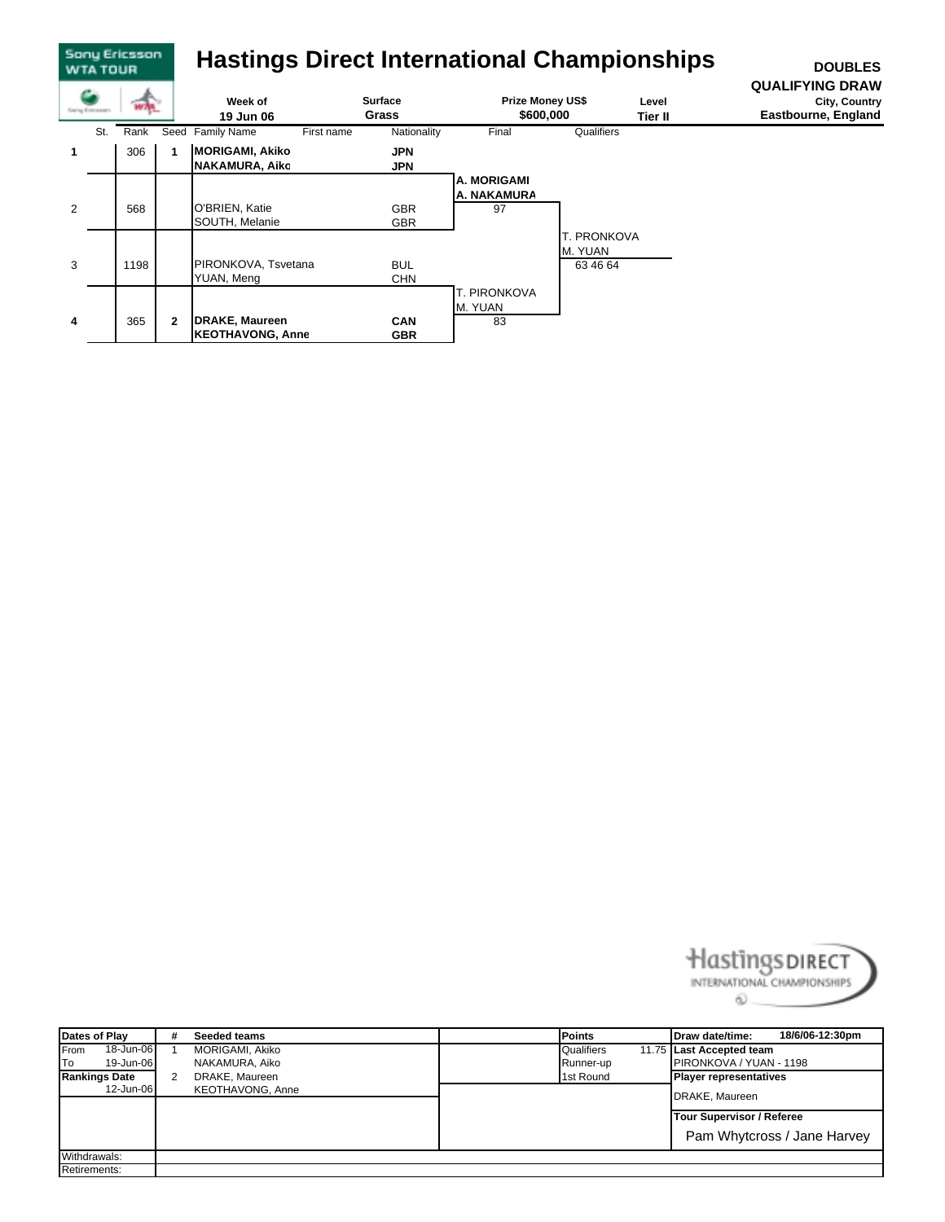# Hastings Direct International Championships

**DOUBLES**
**QUALIFYING DRAW**

| Week of | Surface | Prize Money US$ | Level | City, Country |
|---|---|---|---|---|
| 19 Jun 06 | Grass | $600,000 | Tier II | Eastbourne, England |

| | St. | Rank | Seed | Family Name | First name | Nationality | Final | Qualifiers |
|---|---|---|---|---|---|---|---|---|
| **1** | | 306 | **1** | **MORIGAMI, Akiko** | | **JPN** | | |
| | | | | **NAKAMURA, Aiko** | | **JPN** | | |
| | | | | | | | **A. MORIGAMI** | |
| | | | | | | | **A. NAKAMURA** | |
| 2 | | 568 | | O'BRIEN, Katie | | GBR | 97 | |
| | | | | SOUTH, Melanie | | GBR | | |
| | | | | | | | | T. PRONKOVA |
| | | | | | | | | M. YUAN |
| 3 | | 1198 | | PIRONKOVA, Tsvetana | | BUL | | 63 46 64 |
| | | | | YUAN, Meng | | CHN | | |
| | | | | | | | T. PIRONKOVA | |
| | | | | | | | M. YUAN | |
| **4** | | 365 | **2** | **DRAKE, Maureen** | | **CAN** | 83 | |
| | | | | **KEOTHAVONG, Anne** | | **GBR** | | |

| Dates of Play | | # | Seeded teams | Points | | Draw date/time: 18/6/06-12:30pm |
|---|---|---|---|---|---|---|
| From | 18-Jun-06 | 1 | MORIGAMI, Akiko | Qualifiers | 11.75 | **Last Accepted team** |
| To | 19-Jun-06 | | NAKAMURA, Aiko | Runner-up | | PIRONKOVA / YUAN - 1198 |
| **Rankings Date** | | 2 | DRAKE, Maureen | 1st Round | | **Player representatives** |
| | 12-Jun-06 | | KEOTHAVONG, Anne | | | DRAKE, Maureen |
| | | | | | | **Tour Supervisor / Referee** |
| | | | | | | Pam Whytcross / Jane Harvey |
| Withdrawals: | | | | | | |
| Retirements: | | | | | | |